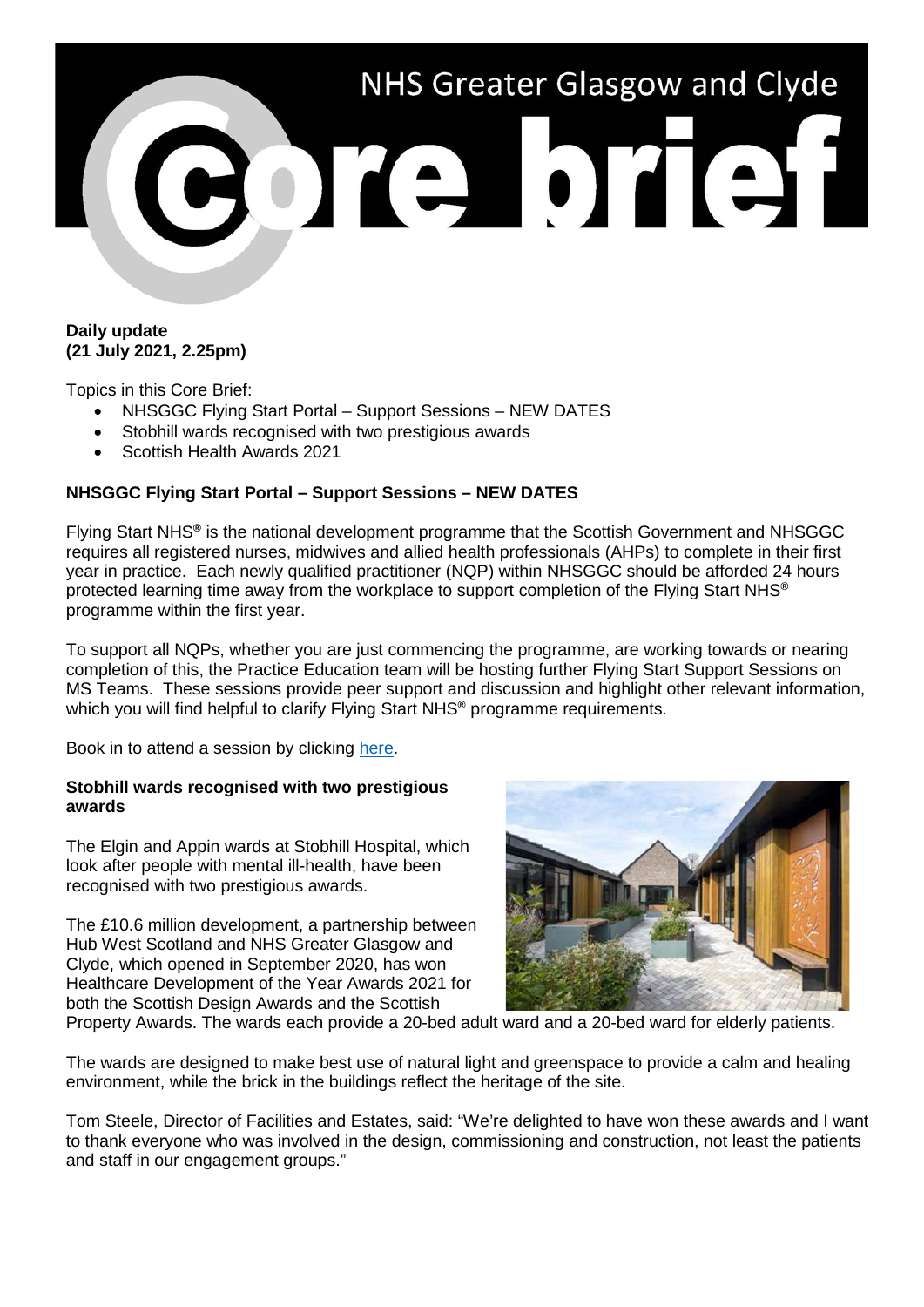NHS Greater Glasgow and Clyde

# Core brief

**Daily update**
**(21 July 2021, 2.25pm)**

Topics in this Core Brief:

- NHSGGC Flying Start Portal – Support Sessions – NEW DATES
- Stobhill wards recognised with two prestigious awards
- Scottish Health Awards 2021

## NHSGGC Flying Start Portal – Support Sessions – NEW DATES

Flying Start NHS® is the national development programme that the Scottish Government and NHSGGC requires all registered nurses, midwives and allied health professionals (AHPs) to complete in their first year in practice. Each newly qualified practitioner (NQP) within NHSGGC should be afforded 24 hours protected learning time away from the workplace to support completion of the Flying Start NHS® programme within the first year.

To support all NQPs, whether you are just commencing the programme, are working towards or nearing completion of this, the Practice Education team will be hosting further Flying Start Support Sessions on MS Teams. These sessions provide peer support and discussion and highlight other relevant information, which you will find helpful to clarify Flying Start NHS® programme requirements.

Book in to attend a session by clicking here.

## Stobhill wards recognised with two prestigious awards

The Elgin and Appin wards at Stobhill Hospital, which look after people with mental ill-health, have been recognised with two prestigious awards.

The £10.6 million development, a partnership between Hub West Scotland and NHS Greater Glasgow and Clyde, which opened in September 2020, has won Healthcare Development of the Year Awards 2021 for both the Scottish Design Awards and the Scottish Property Awards. The wards each provide a 20-bed adult ward and a 20-bed ward for elderly patients.

The wards are designed to make best use of natural light and greenspace to provide a calm and healing environment, while the brick in the buildings reflect the heritage of the site.

Tom Steele, Director of Facilities and Estates, said: "We're delighted to have won these awards and I want to thank everyone who was involved in the design, commissioning and construction, not least the patients and staff in our engagement groups."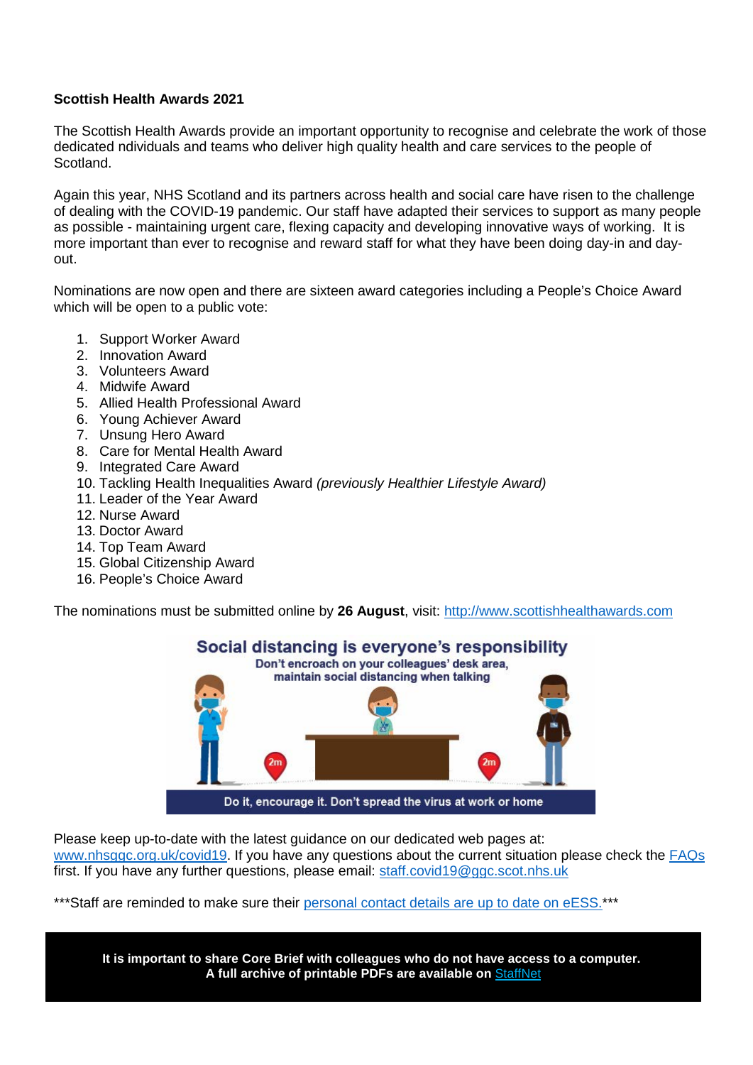**Scottish Health Awards 2021**

The Scottish Health Awards provide an important opportunity to recognise and celebrate the work of those dedicated ndividuals and teams who deliver high quality health and care services to the people of Scotland.

Again this year, NHS Scotland and its partners across health and social care have risen to the challenge of dealing with the COVID-19 pandemic. Our staff have adapted their services to support as many people as possible - maintaining urgent care, flexing capacity and developing innovative ways of working. It is more important than ever to recognise and reward staff for what they have been doing day-in and day-out.

Nominations are now open and there are sixteen award categories including a People's Choice Award which will be open to a public vote:

1. Support Worker Award
2. Innovation Award
3. Volunteers Award
4. Midwife Award
5. Allied Health Professional Award
6. Young Achiever Award
7. Unsung Hero Award
8. Care for Mental Health Award
9. Integrated Care Award
10. Tackling Health Inequalities Award *(previously Healthier Lifestyle Award)*
11. Leader of the Year Award
12. Nurse Award
13. Doctor Award
14. Top Team Award
15. Global Citizenship Award
16. People's Choice Award

The nominations must be submitted online by **26 August**, visit: http://www.scottishhealthawards.com

**Social distancing is everyone's responsibility**

Don't encroach on your colleagues' desk area, maintain social distancing when talking

2m

2m

Do it, encourage it. Don't spread the virus at work or home

Please keep up-to-date with the latest guidance on our dedicated web pages at: www.nhsggc.org.uk/covid19. If you have any questions about the current situation please check the FAQs first. If you have any further questions, please email: staff.covid19@ggc.scot.nhs.uk

***Staff are reminded to make sure their personal contact details are up to date on eESS.***

**It is important to share Core Brief with colleagues who do not have access to a computer.**
**A full archive of printable PDFs are available on StaffNet**